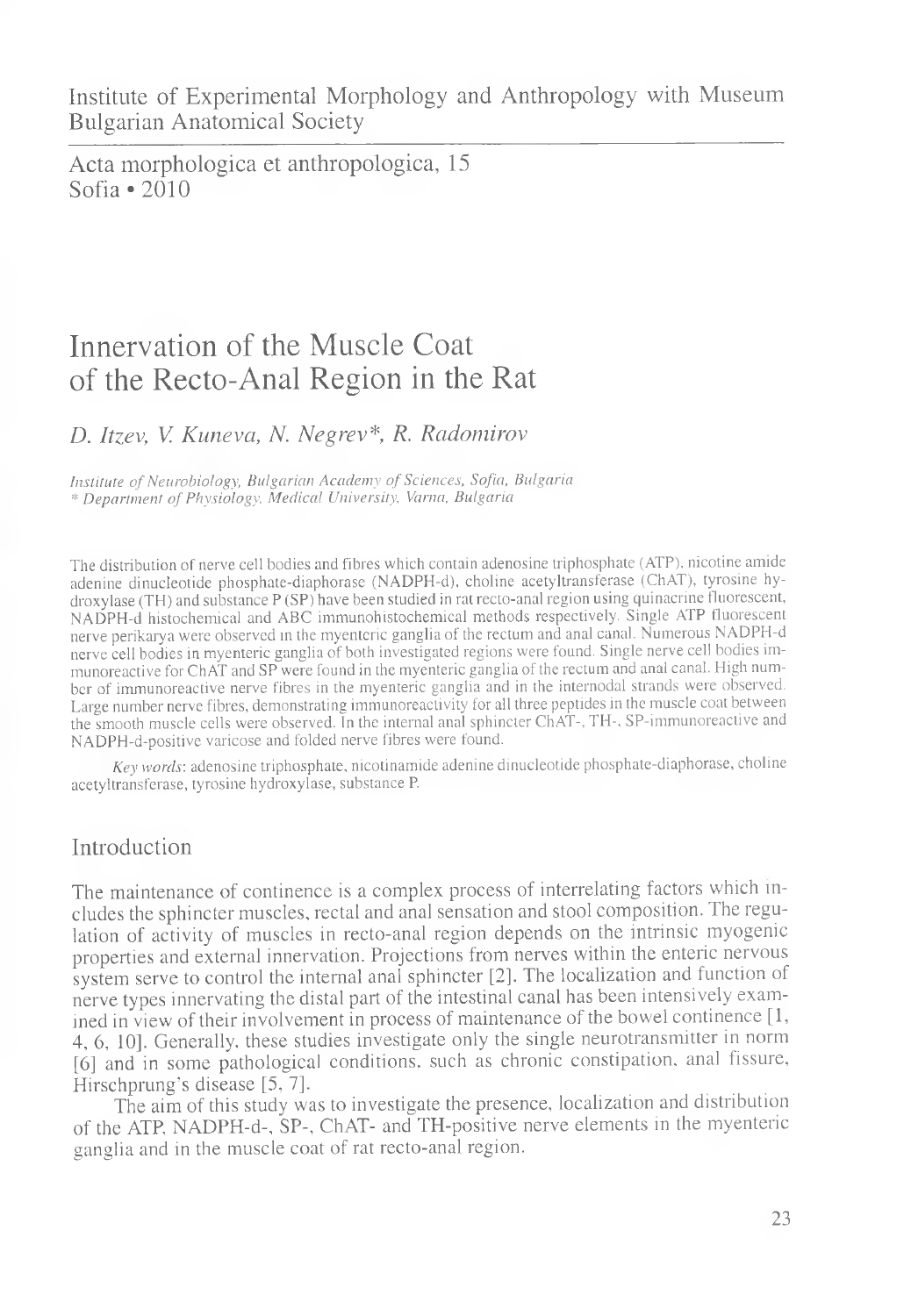Institute of Experimental Morphology and Anthropology with Museum
Bulgarian Anatomical Society

Acta morphologica et anthropologica, 15
Sofia • 2010

# Innervation of the Muscle Coat of the Recto-Anal Region in the Rat

*D. Itzev, V. Kuneva, N. Negrev\*, R. Radomirov*

*Institute of Neurobiology, Bulgarian Academy of Sciences, Sofia, Bulgaria*
*\* Department of Physiology, Medical University, Varna, Bulgaria*

The distribution of nerve cell bodies and fibres which contain adenosine triphosphate (ATP), nicotine amide adenine dinucleotide phosphate-diaphorase (NADPH-d), choline acetyltransferase (ChAT), tyrosine hydroxylase (TH) and substance P (SP) have been studied in rat recto-anal region using quinacrine fluorescent, NADPH-d histochemical and ABC immunohistochemical methods respectively. Single ATP fluorescent nerve perikarya were observed in the myenteric ganglia of the rectum and anal canal. Numerous NADPH-d nerve cell bodies in myenteric ganglia of both investigated regions were found. Single nerve cell bodies immunoreactive for ChAT and SP were found in the myenteric ganglia of the rectum and anal canal. High number of immunoreactive nerve fibres in the myenteric ganglia and in the internodal strands were observed. Large number nerve fibres, demonstrating immunoreactivity for all three peptides in the muscle coat between the smooth muscle cells were observed. In the internal anal sphincter ChAT-, TH-, SP-immunoreactive and NADPH-d-positive varicose and folded nerve fibres were found.

*Key words*: adenosine triphosphate, nicotinamide adenine dinucleotide phosphate-diaphorase, choline acetyltransferase, tyrosine hydroxylase, substance P.

## Introduction

The maintenance of continence is a complex process of interrelating factors which includes the sphincter muscles, rectal and anal sensation and stool composition. The regulation of activity of muscles in recto-anal region depends on the intrinsic myogenic properties and external innervation. Projections from nerves within the enteric nervous system serve to control the internal anal sphincter [2]. The localization and function of nerve types innervating the distal part of the intestinal canal has been intensively examined in view of their involvement in process of maintenance of the bowel continence [1, 4, 6, 10]. Generally, these studies investigate only the single neurotransmitter in norm [6] and in some pathological conditions, such as chronic constipation, anal fissure, Hirschprung's disease [5, 7].

The aim of this study was to investigate the presence, localization and distribution of the ATP, NADPH-d-, SP-, ChAT- and TH-positive nerve elements in the myenteric ganglia and in the muscle coat of rat recto-anal region.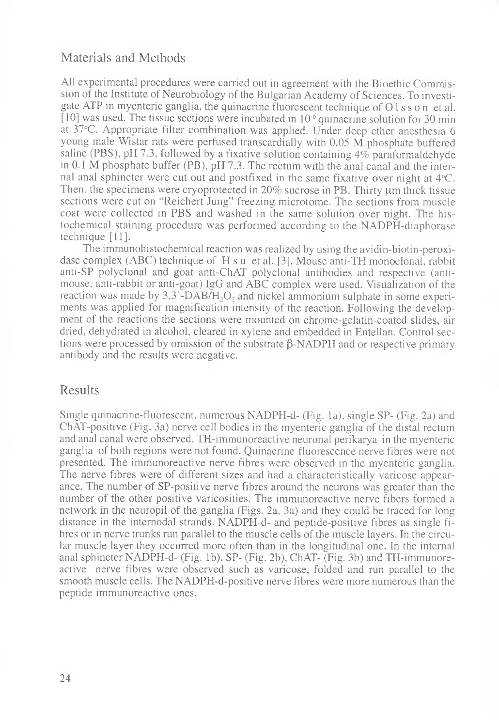## Materials and Methods

All experimental procedures were carried out in agreement with the Bioethic Commission of the Institute of Neurobiology of the Bulgarian Academy of Sciences. To investigate ATP in myenteric ganglia, the quinacrine fluorescent technique of Olsson et al. [10] was used. The tissue sections were incubated in $10^{-6}$ quinacrine solution for 30 min at 37°C. Appropriate filter combination was applied. Under deep ether anesthesia 6 young male Wistar rats were perfused transcardially with 0.05 M phosphate buffered saline (PBS), pH 7.3, followed by a fixative solution containing 4% paraformaldehyde in 0.1 M phosphate buffer (PB), pH 7.3. The rectum with the anal canal and the internal anal sphincter were cut out and postfixed in the same fixative over night at 4°C. Then, the specimens were cryoprotected in 20% sucrose in PB. Thirty μm thick tissue sections were cut on "Reichert Jung" freezing microtome. The sections from muscle coat were collected in PBS and washed in the same solution over night. The histochemical staining procedure was performed according to the NADPH-diaphorase technique [11].

The immunohistochemical reaction was realized by using the avidin-biotin-peroxidase complex (ABC) technique of Hsu et al. [3]. Mouse anti-TH monoclonal, rabbit anti-SP polyclonal and goat anti-ChAT polyclonal antibodies and respective (anti-mouse, anti-rabbit or anti-goat) IgG and ABC complex were used. Visualization of the reaction was made by 3,3'-DAB/$H_2O_2$ and nickel ammonium sulphate in some experiments was applied for magnification intensity of the reaction. Following the development of the reactions the sections were mounted on chrome-gelatin-coated slides, air dried, dehydrated in alcohol, cleared in xylene and embedded in Entellan. Control sections were processed by omission of the substrate β-NADPH and or respective primary antibody and the results were negative.

## Results

Single quinacrine-fluorescent, numerous NADPH-d- (Fig. 1a), single SP- (Fig. 2a) and ChAT-positive (Fig. 3a) nerve cell bodies in the myenteric ganglia of the distal rectum and anal canal were observed. TH-immunoreactive neuronal perikarya in the myenteric ganglia of both regions were not found. Quinacrine-fluorescence nerve fibres were not presented. The immunoreactive nerve fibres were observed in the myenteric ganglia. The nerve fibres were of different sizes and had a characteristically varicose appearance. The number of SP-positive nerve fibres around the neurons was greater than the number of the other positive varicosities. The immunoreactive nerve fibers formed a network in the neuropil of the ganglia (Figs. 2a, 3a) and they could be traced for long distance in the internodal strands. NADPH-d- and peptide-positive fibres as single fibres or in nerve trunks run parallel to the muscle cells of the muscle layers. In the circular muscle layer they occurred more often than in the longitudinal one. In the internal anal sphincter NADPH-d- (Fig. 1b), SP- (Fig. 2b), ChAT- (Fig. 3b) and TH-immunoreactive nerve fibres were observed such as varicose, folded and run parallel to the smooth muscle cells. The NADPH-d-positive nerve fibres were more numerous than the peptide immunoreactive ones.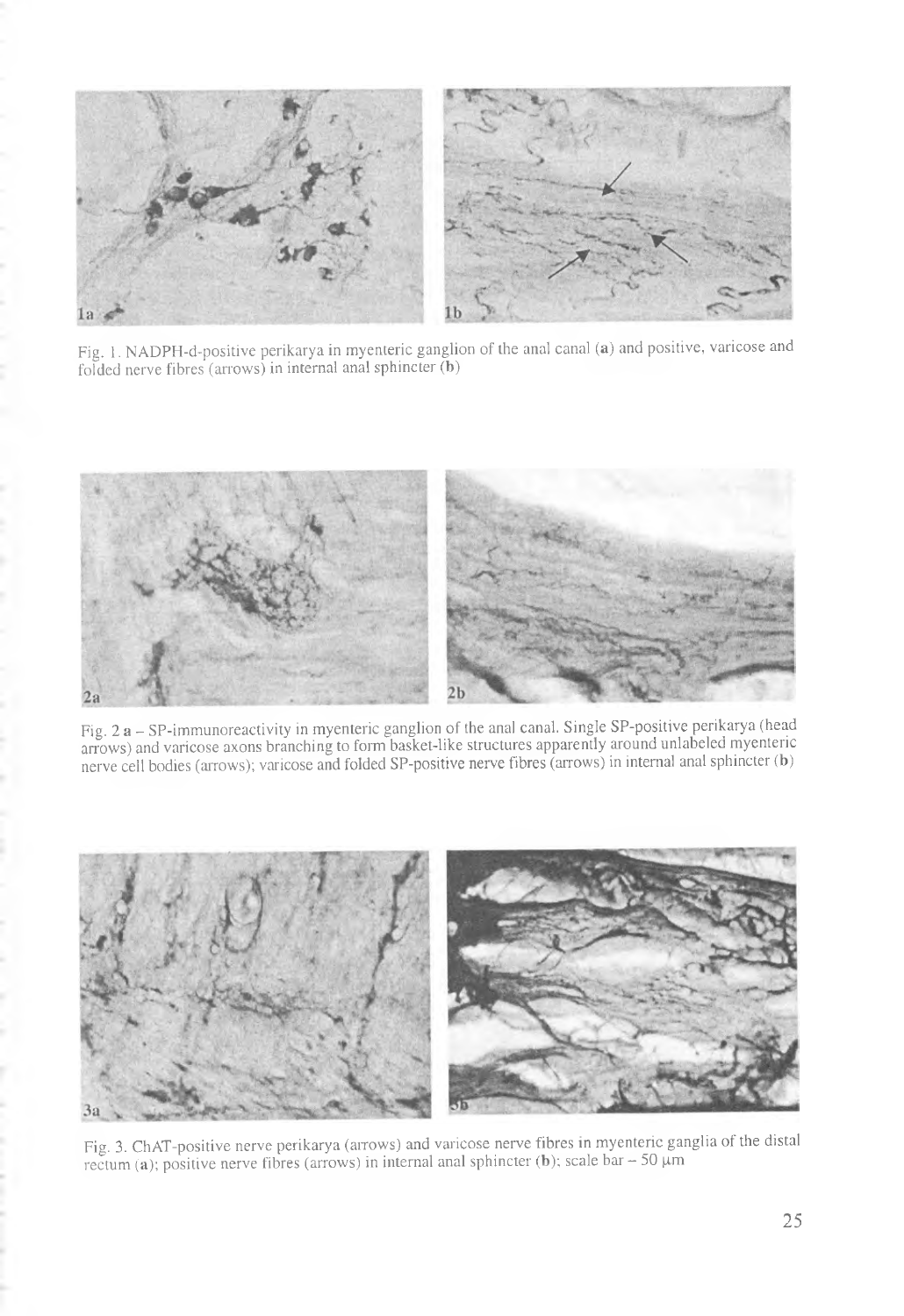Fig. 1. NADPH-d-positive perikarya in myenteric ganglion of the anal canal (**a**) and positive, varicose and folded nerve fibres (arrows) in internal anal sphincter (**b**)

Fig. 2 **a** – SP-immunoreactivity in myenteric ganglion of the anal canal. Single SP-positive perikarya (head arrows) and varicose axons branching to form basket-like structures apparently around unlabeled myenteric nerve cell bodies (arrows); varicose and folded SP-positive nerve fibres (arrows) in internal anal sphincter (**b**)

Fig. 3. ChAT-positive nerve perikarya (arrows) and varicose nerve fibres in myenteric ganglia of the distal rectum (**a**); positive nerve fibres (arrows) in internal anal sphincter (**b**); scale bar – 50 μm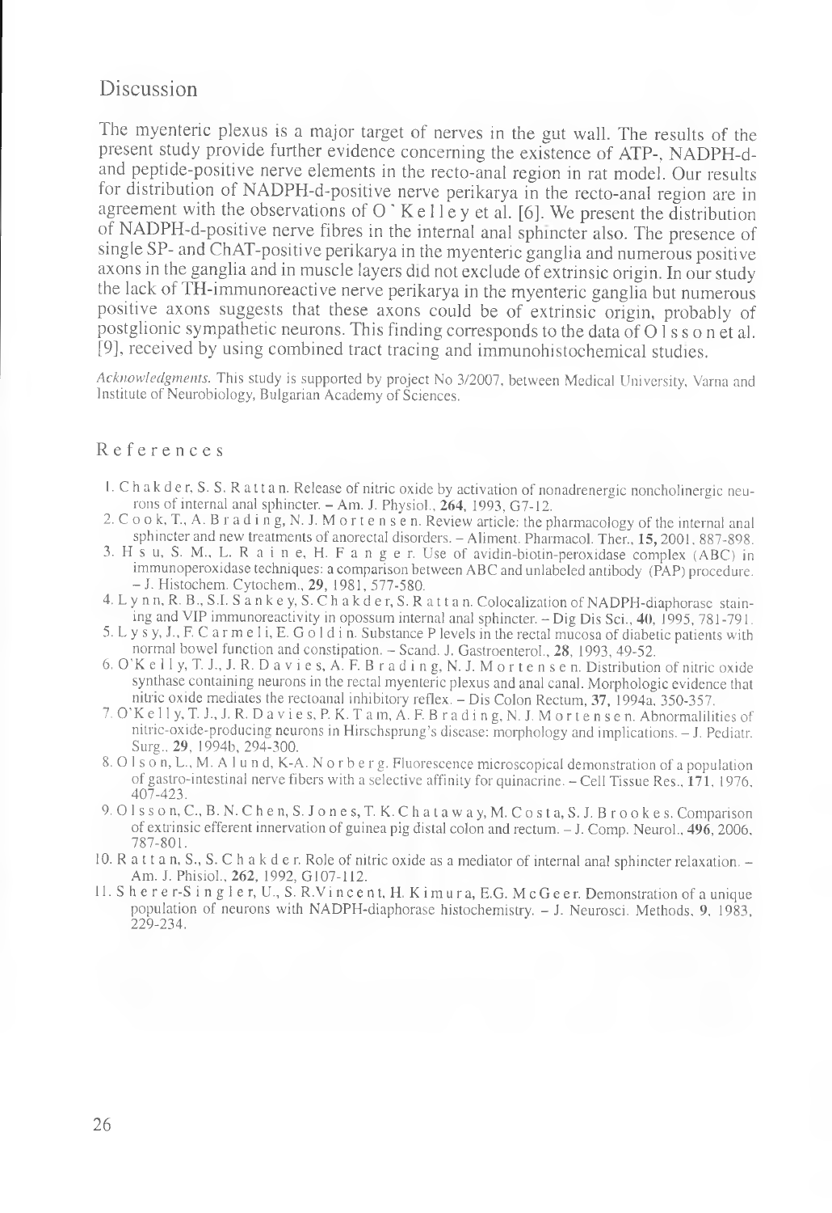## Discussion

The myenteric plexus is a major target of nerves in the gut wall. The results of the present study provide further evidence concerning the existence of ATP-, NADPH-d- and peptide-positive nerve elements in the recto-anal region in rat model. Our results for distribution of NADPH-d-positive nerve perikarya in the recto-anal region are in agreement with the observations of O`Kelley et al. [6]. We present the distribution of NADPH-d-positive nerve fibres in the internal anal sphincter also. The presence of single SP- and ChAT-positive perikarya in the myenteric ganglia and numerous positive axons in the ganglia and in muscle layers did not exclude of extrinsic origin. In our study the lack of TH-immunoreactive nerve perikarya in the myenteric ganglia but numerous positive axons suggests that these axons could be of extrinsic origin, probably of postglionic sympathetic neurons. This finding corresponds to the data of Olsson et al. [9], received by using combined tract tracing and immunohistochemical studies.

*Acknowledgments.* This study is supported by project No 3/2007, between Medical University, Varna and Institute of Neurobiology, Bulgarian Academy of Sciences.

## References

1. Chakder, S. S. Rattan. Release of nitric oxide by activation of nonadrenergic noncholinergic neurons of internal anal sphincter. – Am. J. Physiol., **264**, 1993, G7-12.
2. Cook, T., A. Brading, N. J. Mortensen. Review article: the pharmacology of the internal anal sphincter and new treatments of anorectal disorders. – Aliment. Pharmacol. Ther., **15,** 2001, 887-898.
3. Hsu, S. M., L. Raine, H. Fanger. Use of avidin-biotin-peroxidase complex (ABC) in immunoperoxidase techniques: a comparison between ABC and unlabeled antibody (PAP) procedure. – J. Histochem. Cytochem., **29**, 1981, 577-580.
4. Lynn, R. B., S.I. Sankey, S. Chakder, S. Rattan. Colocalization of NADPH-diaphorase staining and VIP immunoreactivity in opossum internal anal sphincter. – Dig Dis Sci., **40**, 1995, 781-791.
5. Lysy, J., F. Carmeli, E. Goldin. Substance P levels in the rectal mucosa of diabetic patients with normal bowel function and constipation. – Scand. J. Gastroenterol., **28**, 1993, 49-52.
6. O'Kelly, T. J., J. R. Davies, A. F. Brading, N. J. Mortensen. Distribution of nitric oxide synthase containing neurons in the rectal myenteric plexus and anal canal. Morphologic evidence that nitric oxide mediates the rectoanal inhibitory reflex. – Dis Colon Rectum, **37**, 1994a, 350-357.
7. O'Kelly, T. J., J. R. Davies, P. K. Tam, A. F. Brading, N. J. Mortensen. Abnormalilities of nitric-oxide-producing neurons in Hirschsprung's disease: morphology and implications. – J. Pediatr. Surg., **29**, 1994b, 294-300.
8. Olson, L., M. Alund, K-A. Norberg. Fluorescence microscopical demonstration of a population of gastro-intestinal nerve fibers with a selective affinity for quinacrine. – Cell Tissue Res., **171**, 1976, 407-423.
9. Olsson, C., B. N. Chen, S. Jones, T. K. Chataway, M. Costa, S. J. Brookes. Comparison of extrinsic efferent innervation of guinea pig distal colon and rectum. – J. Comp. Neurol., **496**, 2006, 787-801.
10. Rattan, S., S. Chakder. Role of nitric oxide as a mediator of internal anal sphincter relaxation. – Am. J. Phisiol., **262**, 1992, G107-112.
11. Sherer-Singler, U., S. R.Vincent, H. Kimura, E.G. McGeer. Demonstration of a unique population of neurons with NADPH-diaphorase histochemistry. – J. Neurosci. Methods, **9**, 1983, 229-234.